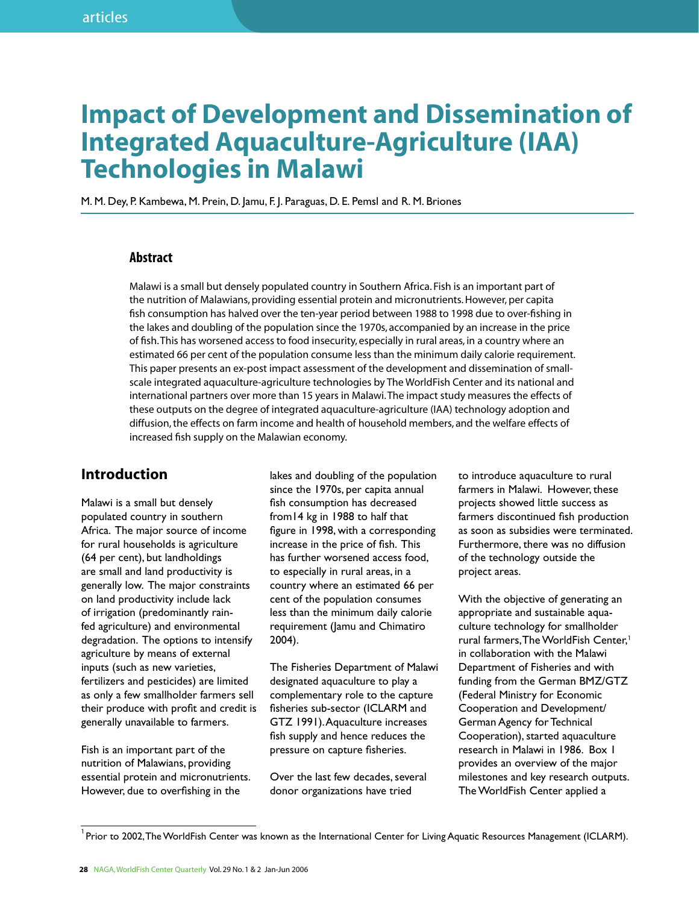# Impact of Development and Dissemination of Integrated Aquaculture-Agriculture (IAA) Technologies in Malawi

M. M. Dey, P. Kambewa, M. Prein, D. Jamu, F. J. Paraguas, D. E. Pemsl and R. M. Briones

### Abstract

Malawi is a small but densely populated country in Southern Africa. Fish is an important part of the nutrition of Malawians, providing essential protein and micronutrients. However, per capita fish consumption has halved over the ten-year period between 1988 to 1998 due to over-fishing in the lakes and doubling of the population since the 1970s, accompanied by an increase in the price of fish. This has worsened access to food insecurity, especially in rural areas, in a country where an estimated 66 per cent of the population consume less than the minimum daily calorie requirement. This paper presents an ex-post impact assessment of the development and dissemination of small-scale integrated aquaculture-agriculture technologies by The WorldFish Center and its national and international partners over more than 15 years in Malawi. The impact study measures the effects of these outputs on the degree of integrated aquaculture-agriculture (IAA) technology adoption and diffusion, the effects on farm income and health of household members, and the welfare effects of increased fish supply on the Malawian economy.

## Introduction

Malawi is a small but densely populated country in southern Africa. The major source of income for rural households is agriculture (64 per cent), but landholdings are small and land productivity is generally low. The major constraints on land productivity include lack of irrigation (predominantly rain-fed agriculture) and environmental degradation. The options to intensify agriculture by means of external inputs (such as new varieties, fertilizers and pesticides) are limited as only a few smallholder farmers sell their produce with profit and credit is generally unavailable to farmers.

Fish is an important part of the nutrition of Malawians, providing essential protein and micronutrients. However, due to overfishing in the lakes and doubling of the population since the 1970s, per capita annual fish consumption has decreased from14 kg in 1988 to half that figure in 1998, with a corresponding increase in the price of fish. This has further worsened access food, to especially in rural areas, in a country where an estimated 66 per cent of the population consumes less than the minimum daily calorie requirement (Jamu and Chimatiro 2004).

The Fisheries Department of Malawi designated aquaculture to play a complementary role to the capture fisheries sub-sector (ICLARM and GTZ 1991). Aquaculture increases fish supply and hence reduces the pressure on capture fisheries.

Over the last few decades, several donor organizations have tried to introduce aquaculture to rural farmers in Malawi. However, these projects showed little success as farmers discontinued fish production as soon as subsidies were terminated. Furthermore, there was no diffusion of the technology outside the project areas.

With the objective of generating an appropriate and sustainable aquaculture technology for smallholder rural farmers, The WorldFish Center,[1] in collaboration with the Malawi Department of Fisheries and with funding from the German BMZ/GTZ (Federal Ministry for Economic Cooperation and Development/ German Agency for Technical Cooperation), started aquaculture research in Malawi in 1986. Box 1 provides an overview of the major milestones and key research outputs. The WorldFish Center applied a

[1] Prior to 2002, The WorldFish Center was known as the International Center for Living Aquatic Resources Management (ICLARM).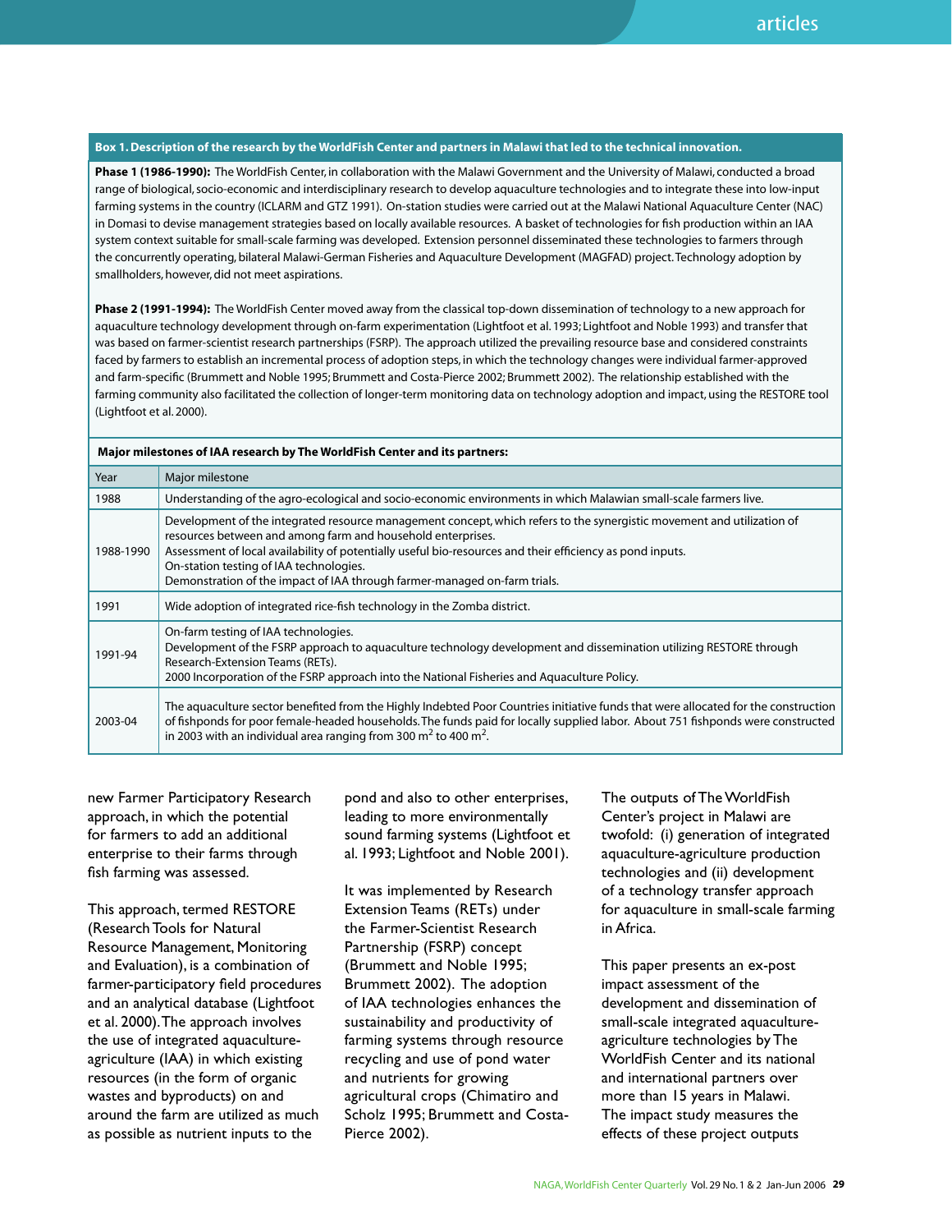**Box 1. Description of the research by the WorldFish Center and partners in Malawi that led to the technical innovation.**

**Phase 1 (1986-1990):** The WorldFish Center, in collaboration with the Malawi Government and the University of Malawi, conducted a broad range of biological, socio-economic and interdisciplinary research to develop aquaculture technologies and to integrate these into low-input farming systems in the country (ICLARM and GTZ 1991). On-station studies were carried out at the Malawi National Aquaculture Center (NAC) in Domasi to devise management strategies based on locally available resources. A basket of technologies for fish production within an IAA system context suitable for small-scale farming was developed. Extension personnel disseminated these technologies to farmers through the concurrently operating, bilateral Malawi-German Fisheries and Aquaculture Development (MAGFAD) project. Technology adoption by smallholders, however, did not meet aspirations.

**Phase 2 (1991-1994):** The WorldFish Center moved away from the classical top-down dissemination of technology to a new approach for aquaculture technology development through on-farm experimentation (Lightfoot et al. 1993; Lightfoot and Noble 1993) and transfer that was based on farmer-scientist research partnerships (FSRP). The approach utilized the prevailing resource base and considered constraints faced by farmers to establish an incremental process of adoption steps, in which the technology changes were individual farmer-approved and farm-specific (Brummett and Noble 1995; Brummett and Costa-Pierce 2002; Brummett 2002). The relationship established with the farming community also facilitated the collection of longer-term monitoring data on technology adoption and impact, using the RESTORE tool (Lightfoot et al. 2000).

**Major milestones of IAA research by The WorldFish Center and its partners:**

| Year | Major milestone |
|---|---|
| 1988 | Understanding of the agro-ecological and socio-economic environments in which Malawian small-scale farmers live. |
| 1988-1990 | Development of the integrated resource management concept, which refers to the synergistic movement and utilization of resources between and among farm and household enterprises.<br>Assessment of local availability of potentially useful bio-resources and their efficiency as pond inputs.<br>On-station testing of IAA technologies.<br>Demonstration of the impact of IAA through farmer-managed on-farm trials. |
| 1991 | Wide adoption of integrated rice-fish technology in the Zomba district. |
| 1991-94 | On-farm testing of IAA technologies.<br>Development of the FSRP approach to aquaculture technology development and dissemination utilizing RESTORE through Research-Extension Teams (RETs).<br>2000 Incorporation of the FSRP approach into the National Fisheries and Aquaculture Policy. |
| 2003-04 | The aquaculture sector benefited from the Highly Indebted Poor Countries initiative funds that were allocated for the construction of fishponds for poor female-headed households. The funds paid for locally supplied labor. About 751 fishponds were constructed in 2003 with an individual area ranging from 300 m$^2$ to 400 m$^2$. |

new Farmer Participatory Research approach, in which the potential for farmers to add an additional enterprise to their farms through fish farming was assessed.

This approach, termed RESTORE (Research Tools for Natural Resource Management, Monitoring and Evaluation), is a combination of farmer-participatory field procedures and an analytical database (Lightfoot et al. 2000). The approach involves the use of integrated aquaculture-agriculture (IAA) in which existing resources (in the form of organic wastes and byproducts) on and around the farm are utilized as much as possible as nutrient inputs to the pond and also to other enterprises, leading to more environmentally sound farming systems (Lightfoot et al. 1993; Lightfoot and Noble 2001).

It was implemented by Research Extension Teams (RETs) under the Farmer-Scientist Research Partnership (FSRP) concept (Brummett and Noble 1995; Brummett 2002). The adoption of IAA technologies enhances the sustainability and productivity of farming systems through resource recycling and use of pond water and nutrients for growing agricultural crops (Chimatiro and Scholz 1995; Brummett and Costa-Pierce 2002).

The outputs of The WorldFish Center's project in Malawi are twofold: (i) generation of integrated aquaculture-agriculture production technologies and (ii) development of a technology transfer approach for aquaculture in small-scale farming in Africa.

This paper presents an ex-post impact assessment of the development and dissemination of small-scale integrated aquaculture-agriculture technologies by The WorldFish Center and its national and international partners over more than 15 years in Malawi. The impact study measures the effects of these project outputs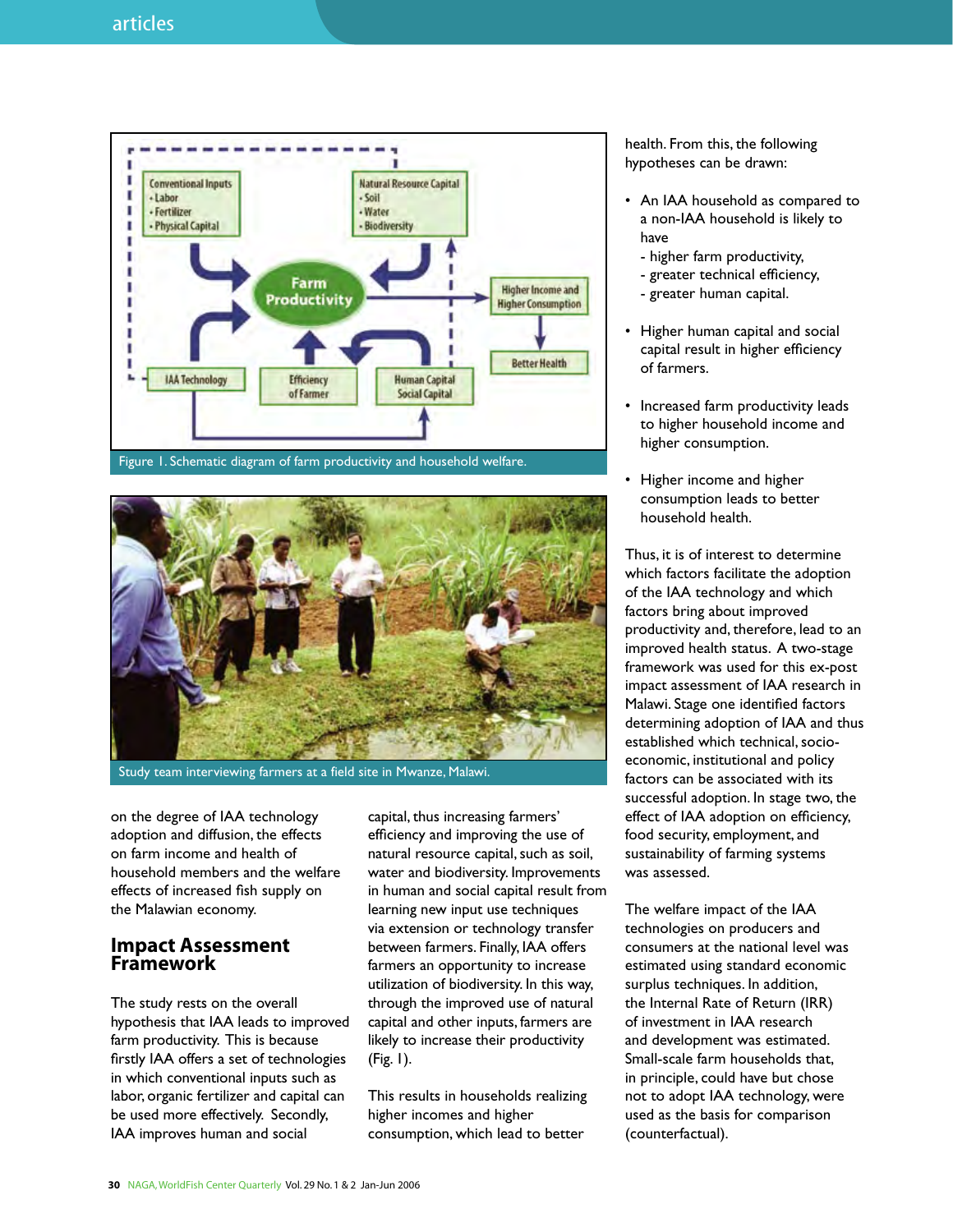Figure 1. Schematic diagram of farm productivity and household welfare.

Study team interviewing farmers at a field site in Mwanze, Malawi.

on the degree of IAA technology adoption and diffusion, the effects on farm income and health of household members and the welfare effects of increased fish supply on the Malawian economy.

## Impact Assessment Framework

The study rests on the overall hypothesis that IAA leads to improved farm productivity. This is because firstly IAA offers a set of technologies in which conventional inputs such as labor, organic fertilizer and capital can be used more effectively. Secondly, IAA improves human and social capital, thus increasing farmers' efficiency and improving the use of natural resource capital, such as soil, water and biodiversity. Improvements in human and social capital result from learning new input use techniques via extension or technology transfer between farmers. Finally, IAA offers farmers an opportunity to increase utilization of biodiversity. In this way, through the improved use of natural capital and other inputs, farmers are likely to increase their productivity (Fig. 1).

This results in households realizing higher incomes and higher consumption, which lead to better health. From this, the following hypotheses can be drawn:

- An IAA household as compared to a non-IAA household is likely to have
  - higher farm productivity,
  - greater technical efficiency,
  - greater human capital.
- Higher human capital and social capital result in higher efficiency of farmers.
- Increased farm productivity leads to higher household income and higher consumption.
- Higher income and higher consumption leads to better household health.

Thus, it is of interest to determine which factors facilitate the adoption of the IAA technology and which factors bring about improved productivity and, therefore, lead to an improved health status. A two-stage framework was used for this ex-post impact assessment of IAA research in Malawi. Stage one identified factors determining adoption of IAA and thus established which technical, socio-economic, institutional and policy factors can be associated with its successful adoption. In stage two, the effect of IAA adoption on efficiency, food security, employment, and sustainability of farming systems was assessed.

The welfare impact of the IAA technologies on producers and consumers at the national level was estimated using standard economic surplus techniques. In addition, the Internal Rate of Return (IRR) of investment in IAA research and development was estimated. Small-scale farm households that, in principle, could have but chose not to adopt IAA technology, were used as the basis for comparison (counterfactual).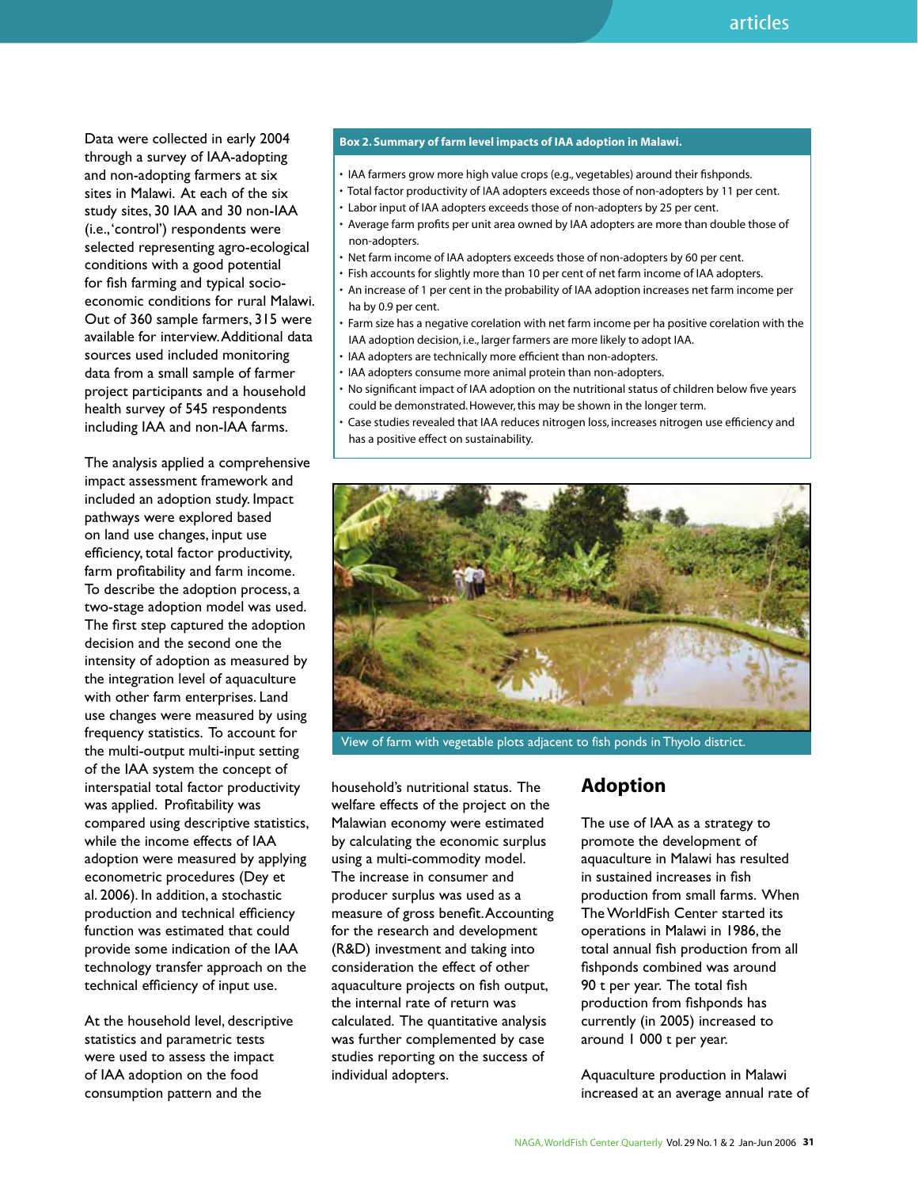Data were collected in early 2004 through a survey of IAA-adopting and non-adopting farmers at six sites in Malawi. At each of the six study sites, 30 IAA and 30 non-IAA (i.e., 'control') respondents were selected representing agro-ecological conditions with a good potential for fish farming and typical socio-economic conditions for rural Malawi. Out of 360 sample farmers, 315 were available for interview. Additional data sources used included monitoring data from a small sample of farmer project participants and a household health survey of 545 respondents including IAA and non-IAA farms.

The analysis applied a comprehensive impact assessment framework and included an adoption study. Impact pathways were explored based on land use changes, input use efficiency, total factor productivity, farm profitability and farm income. To describe the adoption process, a two-stage adoption model was used. The first step captured the adoption decision and the second one the intensity of adoption as measured by the integration level of aquaculture with other farm enterprises. Land use changes were measured by using frequency statistics. To account for the multi-output multi-input setting of the IAA system the concept of interspatial total factor productivity was applied. Profitability was compared using descriptive statistics, while the income effects of IAA adoption were measured by applying econometric procedures (Dey et al. 2006). In addition, a stochastic production and technical efficiency function was estimated that could provide some indication of the IAA technology transfer approach on the technical efficiency of input use.

At the household level, descriptive statistics and parametric tests were used to assess the impact of IAA adoption on the food consumption pattern and the household's nutritional status. The welfare effects of the project on the Malawian economy were estimated by calculating the economic surplus using a multi-commodity model. The increase in consumer and producer surplus was used as a measure of gross benefit. Accounting for the research and development (R&D) investment and taking into consideration the effect of other aquaculture projects on fish output, the internal rate of return was calculated. The quantitative analysis was further complemented by case studies reporting on the success of individual adopters.

**Box 2. Summary of farm level impacts of IAA adoption in Malawi.**

- IAA farmers grow more high value crops (e.g., vegetables) around their fishponds.
- Total factor productivity of IAA adopters exceeds those of non-adopters by 11 per cent.
- Labor input of IAA adopters exceeds those of non-adopters by 25 per cent.
- Average farm profits per unit area owned by IAA adopters are more than double those of non-adopters.
- Net farm income of IAA adopters exceeds those of non-adopters by 60 per cent.
- Fish accounts for slightly more than 10 per cent of net farm income of IAA adopters.
- An increase of 1 per cent in the probability of IAA adoption increases net farm income per ha by 0.9 per cent.
- Farm size has a negative corelation with net farm income per ha positive corelation with the IAA adoption decision, i.e., larger farmers are more likely to adopt IAA.
- IAA adopters are technically more efficient than non-adopters.
- IAA adopters consume more animal protein than non-adopters.
- No significant impact of IAA adoption on the nutritional status of children below five years could be demonstrated. However, this may be shown in the longer term.
- Case studies revealed that IAA reduces nitrogen loss, increases nitrogen use efficiency and has a positive effect on sustainability.

View of farm with vegetable plots adjacent to fish ponds in Thyolo district.

## Adoption

The use of IAA as a strategy to promote the development of aquaculture in Malawi has resulted in sustained increases in fish production from small farms. When The WorldFish Center started its operations in Malawi in 1986, the total annual fish production from all fishponds combined was around 90 t per year. The total fish production from fishponds has currently (in 2005) increased to around 1 000 t per year.

Aquaculture production in Malawi increased at an average annual rate of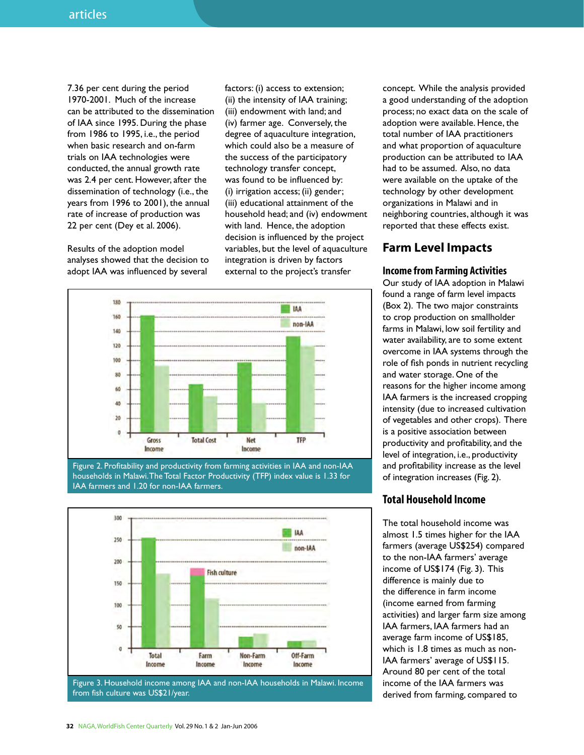7.36 per cent during the period 1970-2001. Much of the increase can be attributed to the dissemination of IAA since 1995. During the phase from 1986 to 1995, i.e., the period when basic research and on-farm trials on IAA technologies were conducted, the annual growth rate was 2.4 per cent. However, after the dissemination of technology (i.e., the years from 1996 to 2001), the annual rate of increase of production was 22 per cent (Dey et al. 2006).

Results of the adoption model analyses showed that the decision to adopt IAA was influenced by several factors: (i) access to extension; (ii) the intensity of IAA training; (iii) endowment with land; and (iv) farmer age. Conversely, the degree of aquaculture integration, which could also be a measure of the success of the participatory technology transfer concept, was found to be influenced by: (i) irrigation access; (ii) gender; (iii) educational attainment of the household head; and (iv) endowment with land. Hence, the adoption decision is influenced by the project variables, but the level of aquaculture integration is driven by factors external to the project's transfer concept. While the analysis provided a good understanding of the adoption process; no exact data on the scale of adoption were available. Hence, the total number of IAA practitioners and what proportion of aquaculture production can be attributed to IAA had to be assumed. Also, no data were available on the uptake of the technology by other development organizations in Malawi and in neighboring countries, although it was reported that these effects exist.

Figure 2. Profitability and productivity from farming activities in IAA and non-IAA households in Malawi. The Total Factor Productivity (TFP) index value is 1.33 for IAA farmers and 1.20 for non-IAA farmers.

Figure 3. Household income among IAA and non-IAA households in Malawi. Income from fish culture was US$21/year.

## Farm Level Impacts

### Income from Farming Activities

Our study of IAA adoption in Malawi found a range of farm level impacts (Box 2). The two major constraints to crop production on smallholder farms in Malawi, low soil fertility and water availability, are to some extent overcome in IAA systems through the role of fish ponds in nutrient recycling and water storage. One of the reasons for the higher income among IAA farmers is the increased cropping intensity (due to increased cultivation of vegetables and other crops). There is a positive association between productivity and profitability, and the level of integration, i.e., productivity and profitability increase as the level of integration increases (Fig. 2).

### Total Household Income

The total household income was almost 1.5 times higher for the IAA farmers (average US$254) compared to the non-IAA farmers' average income of US$174 (Fig. 3). This difference is mainly due to the difference in farm income (income earned from farming activities) and larger farm size among IAA farmers, IAA farmers had an average farm income of US$185, which is 1.8 times as much as non-IAA farmers' average of US$115. Around 80 per cent of the total income of the IAA farmers was derived from farming, compared to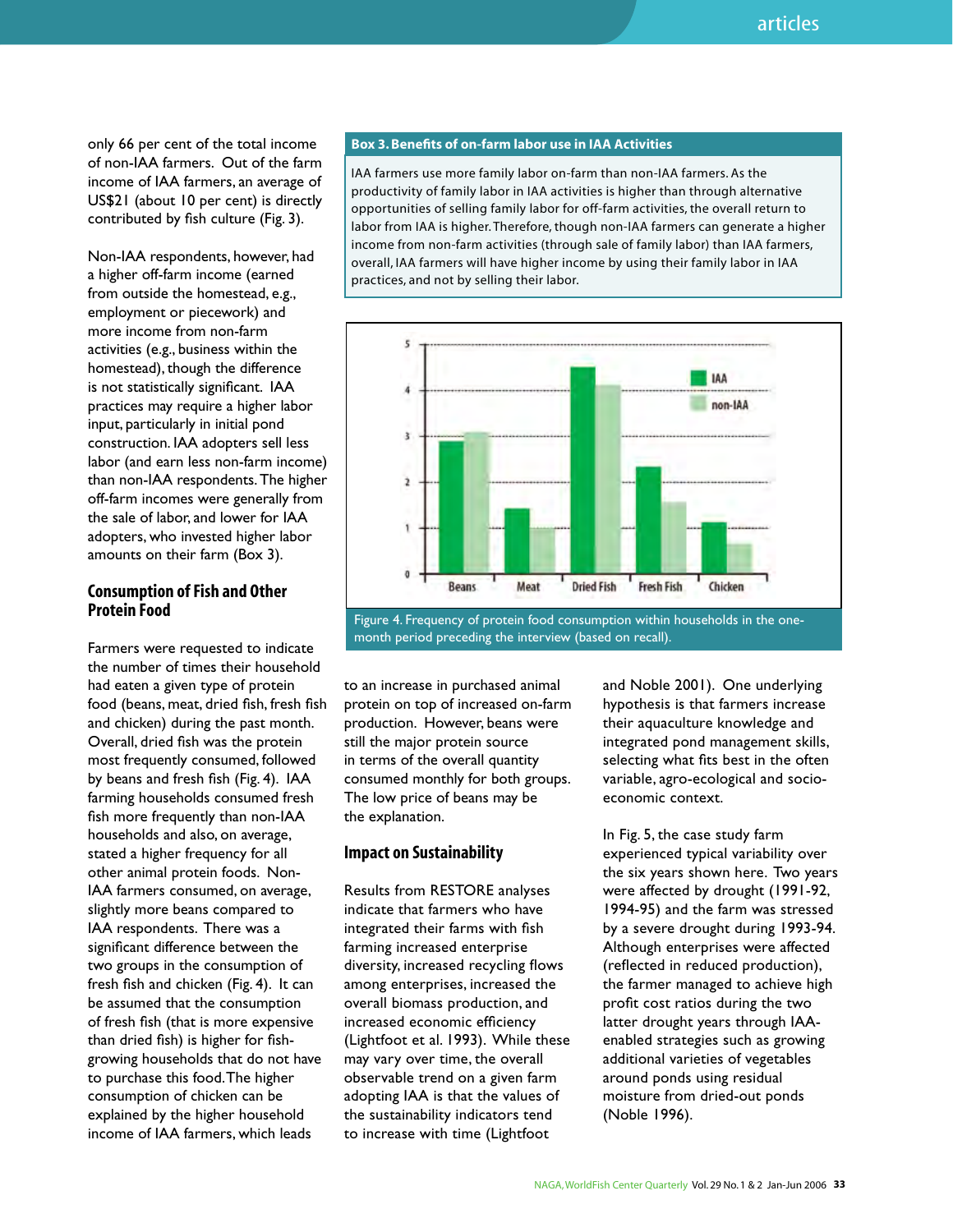only 66 per cent of the total income of non-IAA farmers. Out of the farm income of IAA farmers, an average of US$21 (about 10 per cent) is directly contributed by fish culture (Fig. 3).

Non-IAA respondents, however, had a higher off-farm income (earned from outside the homestead, e.g., employment or piecework) and more income from non-farm activities (e.g., business within the homestead), though the difference is not statistically significant. IAA practices may require a higher labor input, particularly in initial pond construction. IAA adopters sell less labor (and earn less non-farm income) than non-IAA respondents. The higher off-farm incomes were generally from the sale of labor, and lower for IAA adopters, who invested higher labor amounts on their farm (Box 3).

**Box 3. Benefits of on-farm labor use in IAA Activities**

IAA farmers use more family labor on-farm than non-IAA farmers. As the productivity of family labor in IAA activities is higher than through alternative opportunities of selling family labor for off-farm activities, the overall return to labor from IAA is higher. Therefore, though non-IAA farmers can generate a higher income from non-farm activities (through sale of family labor) than IAA farmers, overall, IAA farmers will have higher income by using their family labor in IAA practices, and not by selling their labor.

## Consumption of Fish and Other Protein Food

Farmers were requested to indicate the number of times their household had eaten a given type of protein food (beans, meat, dried fish, fresh fish and chicken) during the past month. Overall, dried fish was the protein most frequently consumed, followed by beans and fresh fish (Fig. 4). IAA farming households consumed fresh fish more frequently than non-IAA households and also, on average, stated a higher frequency for all other animal protein foods. Non-IAA farmers consumed, on average, slightly more beans compared to IAA respondents. There was a significant difference between the two groups in the consumption of fresh fish and chicken (Fig. 4). It can be assumed that the consumption of fresh fish (that is more expensive than dried fish) is higher for fish-growing households that do not have to purchase this food. The higher consumption of chicken can be explained by the higher household income of IAA farmers, which leads to an increase in purchased animal protein on top of increased on-farm production. However, beans were still the major protein source in terms of the overall quantity consumed monthly for both groups. The low price of beans may be the explanation.

Figure 4. Frequency of protein food consumption within households in the one-month period preceding the interview (based on recall).

## Impact on Sustainability

Results from RESTORE analyses indicate that farmers who have integrated their farms with fish farming increased enterprise diversity, increased recycling flows among enterprises, increased the overall biomass production, and increased economic efficiency (Lightfoot et al. 1993). While these may vary over time, the overall observable trend on a given farm adopting IAA is that the values of the sustainability indicators tend to increase with time (Lightfoot and Noble 2001). One underlying hypothesis is that farmers increase their aquaculture knowledge and integrated pond management skills, selecting what fits best in the often variable, agro-ecological and socio-economic context.

In Fig. 5, the case study farm experienced typical variability over the six years shown here. Two years were affected by drought (1991-92, 1994-95) and the farm was stressed by a severe drought during 1993-94. Although enterprises were affected (reflected in reduced production), the farmer managed to achieve high profit cost ratios during the two latter drought years through IAA-enabled strategies such as growing additional varieties of vegetables around ponds using residual moisture from dried-out ponds (Noble 1996).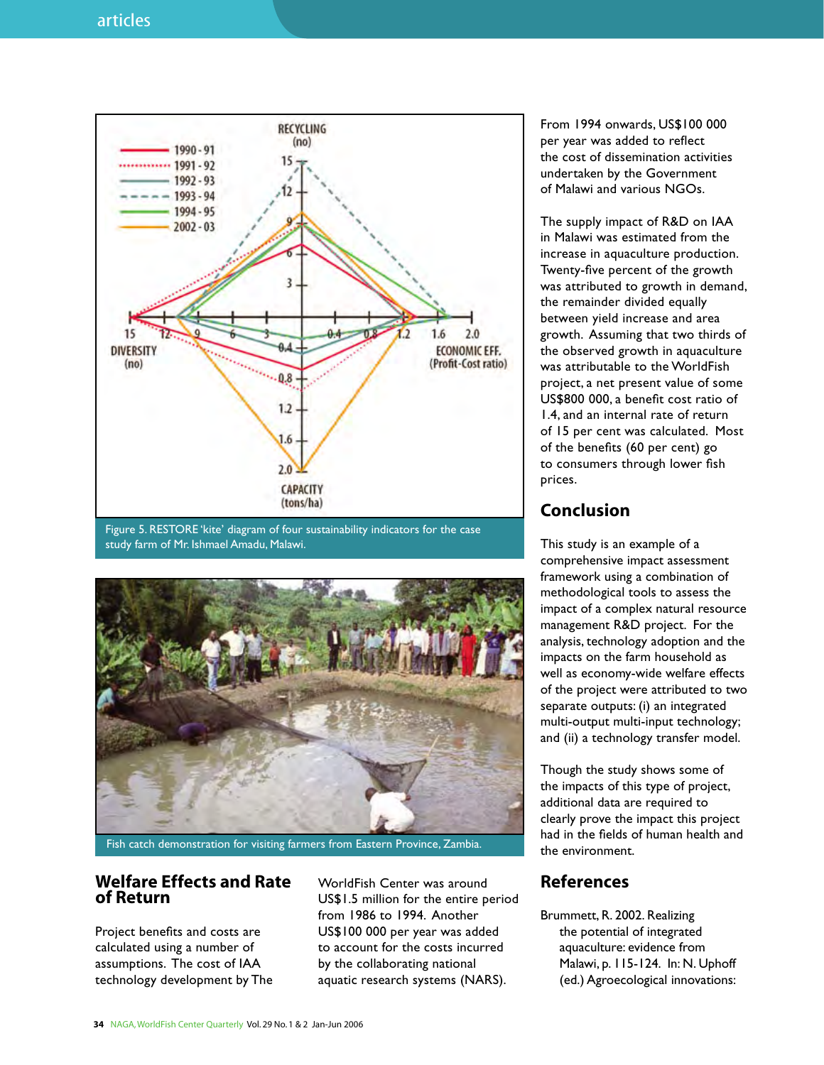Figure 5. RESTORE 'kite' diagram of four sustainability indicators for the case study farm of Mr. Ishmael Amadu, Malawi.

Fish catch demonstration for visiting farmers from Eastern Province, Zambia.

## Welfare Effects and Rate of Return

Project benefits and costs are calculated using a number of assumptions. The cost of IAA technology development by The WorldFish Center was around US$1.5 million for the entire period from 1986 to 1994. Another US$100 000 per year was added to account for the costs incurred by the collaborating national aquatic research systems (NARS). From 1994 onwards, US$100 000 per year was added to reflect the cost of dissemination activities undertaken by the Government of Malawi and various NGOs.

The supply impact of R&D on IAA in Malawi was estimated from the increase in aquaculture production. Twenty-five percent of the growth was attributed to growth in demand, the remainder divided equally between yield increase and area growth. Assuming that two thirds of the observed growth in aquaculture was attributable to the WorldFish project, a net present value of some US$800 000, a benefit cost ratio of 1.4, and an internal rate of return of 15 per cent was calculated. Most of the benefits (60 per cent) go to consumers through lower fish prices.

## Conclusion

This study is an example of a comprehensive impact assessment framework using a combination of methodological tools to assess the impact of a complex natural resource management R&D project. For the analysis, technology adoption and the impacts on the farm household as well as economy-wide welfare effects of the project were attributed to two separate outputs: (i) an integrated multi-input multi-output technology; and (ii) a technology transfer model.

Though the study shows some of the impacts of this type of project, additional data are required to clearly prove the impact this project had in the fields of human health and the environment.

## References

Brummett, R. 2002. Realizing the potential of integrated aquaculture: evidence from Malawi, p. 115-124. In: N. Uphoff (ed.) Agroecological innovations: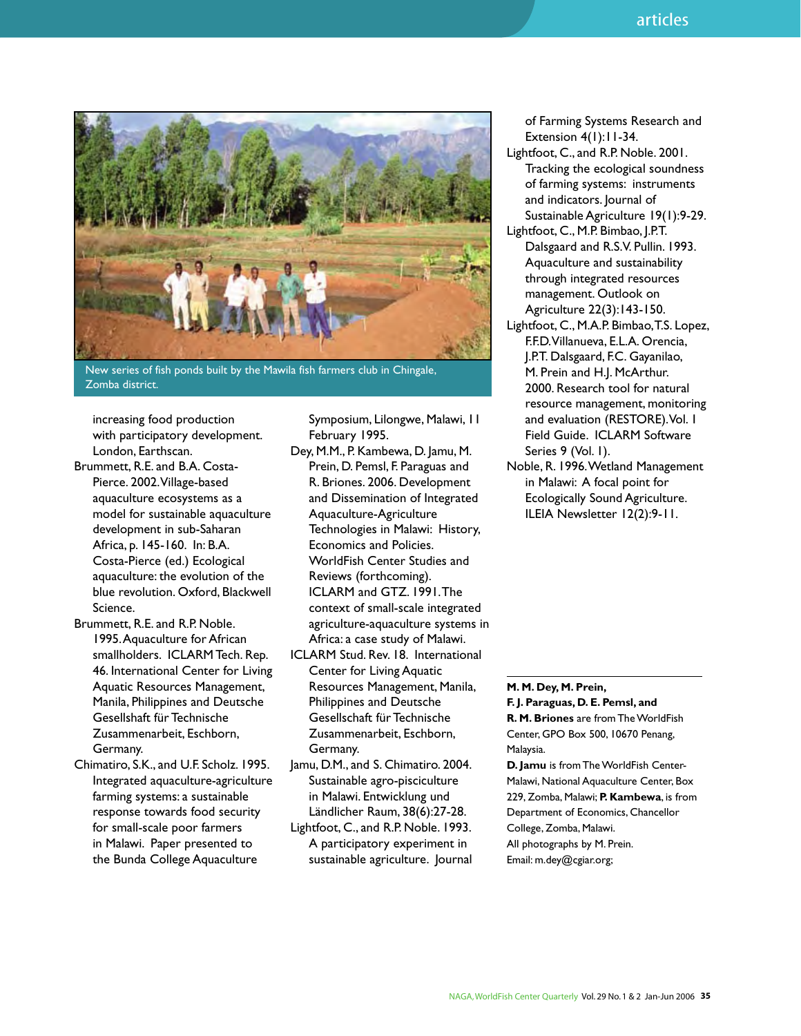New series of fish ponds built by the Mawila fish farmers club in Chingale, Zomba district.

increasing food production with participatory development. London, Earthscan.

Brummett, R.E. and B.A. Costa-Pierce. 2002. Village-based aquaculture ecosystems as a model for sustainable aquaculture development in sub-Saharan Africa, p. 145-160. In: B.A. Costa-Pierce (ed.) Ecological aquaculture: the evolution of the blue revolution. Oxford, Blackwell Science.

Brummett, R.E. and R.P. Noble. 1995. Aquaculture for African smallholders. ICLARM Tech. Rep. 46. International Center for Living Aquatic Resources Management, Manila, Philippines and Deutsche Gesellshaft für Technische Zusammenarbeit, Eschborn, Germany.

Chimatiro, S.K., and U.F. Scholz. 1995. Integrated aquaculture-agriculture farming systems: a sustainable response towards food security for small-scale poor farmers in Malawi. Paper presented to the Bunda College Aquaculture Symposium, Lilongwe, Malawi, 11 February 1995.

Dey, M.M., P. Kambewa, D. Jamu, M. Prein, D. Pemsl, F. Paraguas and R. Briones. 2006. Development and Dissemination of Integrated Aquaculture-Agriculture Technologies in Malawi: History, Economics and Policies. WorldFish Center Studies and Reviews (forthcoming).

ICLARM and GTZ. 1991. The context of small-scale integrated agriculture-aquaculture systems in Africa: a case study of Malawi. ICLARM Stud. Rev. 18. International Center for Living Aquatic Resources Management, Manila, Philippines and Deutsche Gesellschaft für Technische Zusammenarbeit, Eschborn, Germany.

Jamu, D.M., and S. Chimatiro. 2004. Sustainable agro-pisciculture in Malawi. Entwicklung und Ländlicher Raum, 38(6):27-28.

Lightfoot, C., and R.P. Noble. 1993. A participatory experiment in sustainable agriculture. Journal of Farming Systems Research and Extension 4(1):11-34.

Lightfoot, C., and R.P. Noble. 2001. Tracking the ecological soundness of farming systems: instruments and indicators. Journal of Sustainable Agriculture 19(1):9-29.

Lightfoot, C., M.P. Bimbao, J.P.T. Dalsgaard and R.S.V. Pullin. 1993. Aquaculture and sustainability through integrated resources management. Outlook on Agriculture 22(3):143-150.

Lightfoot, C., M.A.P. Bimbao, T.S. Lopez, F.F.D. Villanueva, E.L.A. Orencia, J.P.T. Dalsgaard, F.C. Gayanilao, M. Prein and H.J. McArthur. 2000. Research tool for natural resource management, monitoring and evaluation (RESTORE). Vol. I Field Guide. ICLARM Software Series 9 (Vol. 1).

Noble, R. 1996. Wetland Management in Malawi: A focal point for Ecologically Sound Agriculture. ILEIA Newsletter 12(2):9-11.

---

**M. M. Dey, M. Prein, F. J. Paraguas, D. E. Pemsl, and R. M. Briones** are from The WorldFish Center, GPO Box 500, 10670 Penang, Malaysia.

**D. Jamu** is from The WorldFish Center-Malawi, National Aquaculture Center, Box 229, Zomba, Malawi; **P. Kambewa**, is from Department of Economics, Chancellor College, Zomba, Malawi.

All photographs by M. Prein.

Email: m.dey@cgiar.org;